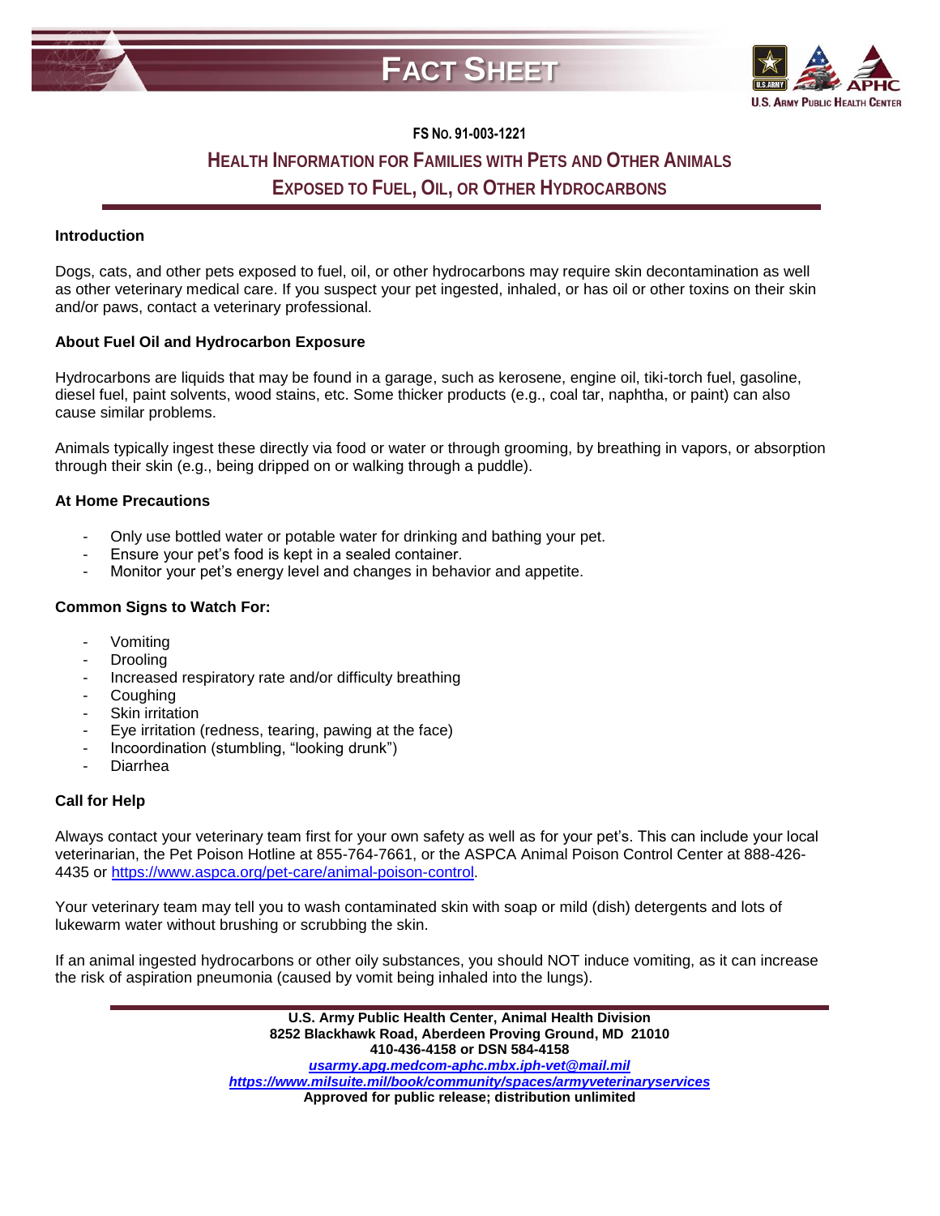# FACT SHEET

**FS No. 91-003-1221**

## HEALTH INFORMATION FOR FAMILIES WITH PETS AND OTHER ANIMALS EXPOSED TO FUEL, OIL, OR OTHER HYDROCARBONS

**Introduction**

Dogs, cats, and other pets exposed to fuel, oil, or other hydrocarbons may require skin decontamination as well as other veterinary medical care. If you suspect your pet ingested, inhaled, or has oil or other toxins on their skin and/or paws, contact a veterinary professional.

**About Fuel Oil and Hydrocarbon Exposure**

Hydrocarbons are liquids that may be found in a garage, such as kerosene, engine oil, tiki-torch fuel, gasoline, diesel fuel, paint solvents, wood stains, etc. Some thicker products (e.g., coal tar, naphtha, or paint) can also cause similar problems.

Animals typically ingest these directly via food or water or through grooming, by breathing in vapors, or absorption through their skin (e.g., being dripped on or walking through a puddle).

**At Home Precautions**

- Only use bottled water or potable water for drinking and bathing your pet.
- Ensure your pet's food is kept in a sealed container.
- Monitor your pet's energy level and changes in behavior and appetite.

**Common Signs to Watch For:**

- Vomiting
- Drooling
- Increased respiratory rate and/or difficulty breathing
- Coughing
- Skin irritation
- Eye irritation (redness, tearing, pawing at the face)
- Incoordination (stumbling, "looking drunk")
- Diarrhea

**Call for Help**

Always contact your veterinary team first for your own safety as well as for your pet's. This can include your local veterinarian, the Pet Poison Hotline at 855-764-7661, or the ASPCA Animal Poison Control Center at 888-426-4435 or https://www.aspca.org/pet-care/animal-poison-control.

Your veterinary team may tell you to wash contaminated skin with soap or mild (dish) detergents and lots of lukewarm water without brushing or scrubbing the skin.

If an animal ingested hydrocarbons or other oily substances, you should NOT induce vomiting, as it can increase the risk of aspiration pneumonia (caused by vomit being inhaled into the lungs).

**U.S. Army Public Health Center, Animal Health Division**
**8252 Blackhawk Road, Aberdeen Proving Ground, MD 21010**
**410-436-4158 or DSN 584-4158**
***usarmy.apg.medcom-aphc.mbx.iph-vet@mail.mil***
***https://www.milsuite.mil/book/community/spaces/armyveterinaryservices***
**Approved for public release; distribution unlimited**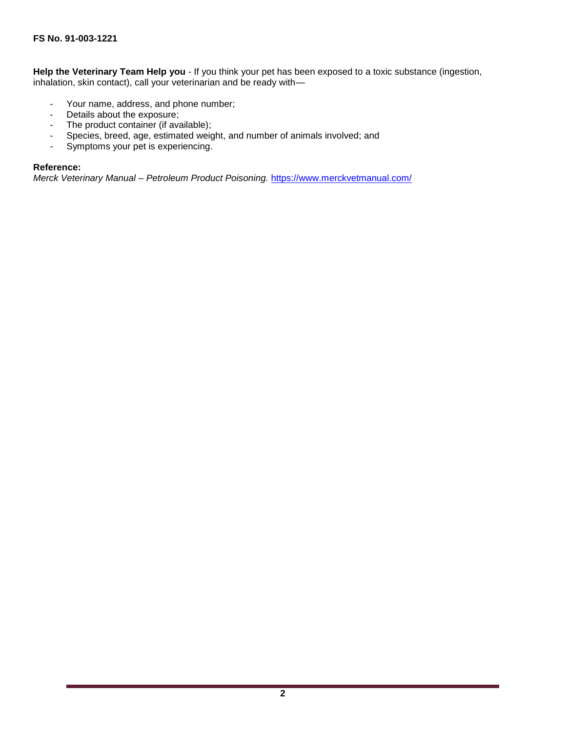**Help the Veterinary Team Help you** - If you think your pet has been exposed to a toxic substance (ingestion, inhalation, skin contact), call your veterinarian and be ready with—

- Your name, address, and phone number;
- Details about the exposure;
- The product container (if available);
- Species, breed, age, estimated weight, and number of animals involved; and
- Symptoms your pet is experiencing.

**Reference:**

*Merck Veterinary Manual – Petroleum Product Poisoning.* https://www.merckvetmanual.com/